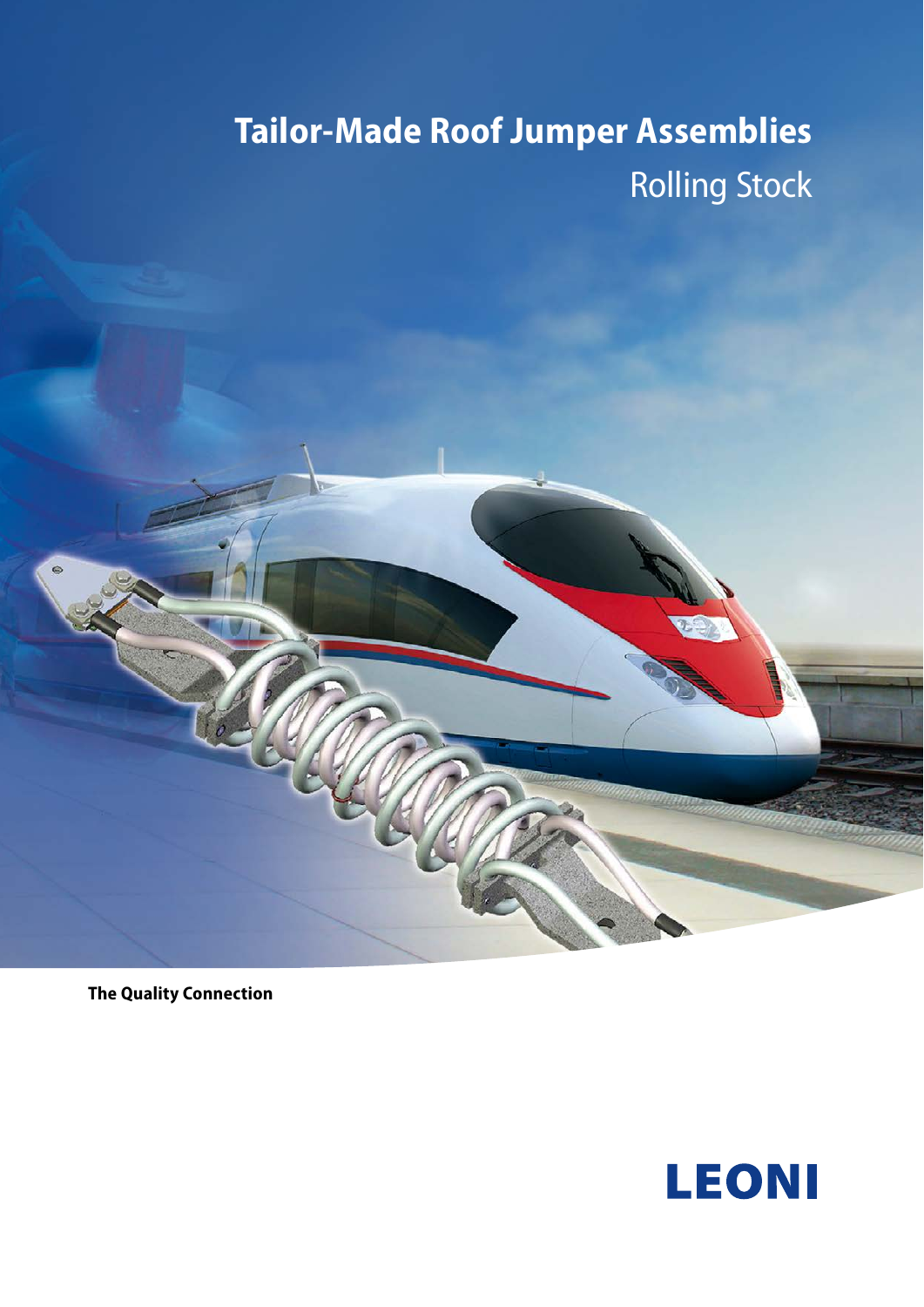# Tailor-Made Roof Jumper Assemblies

Rolling Stock

**The Quality Connection**

LEONI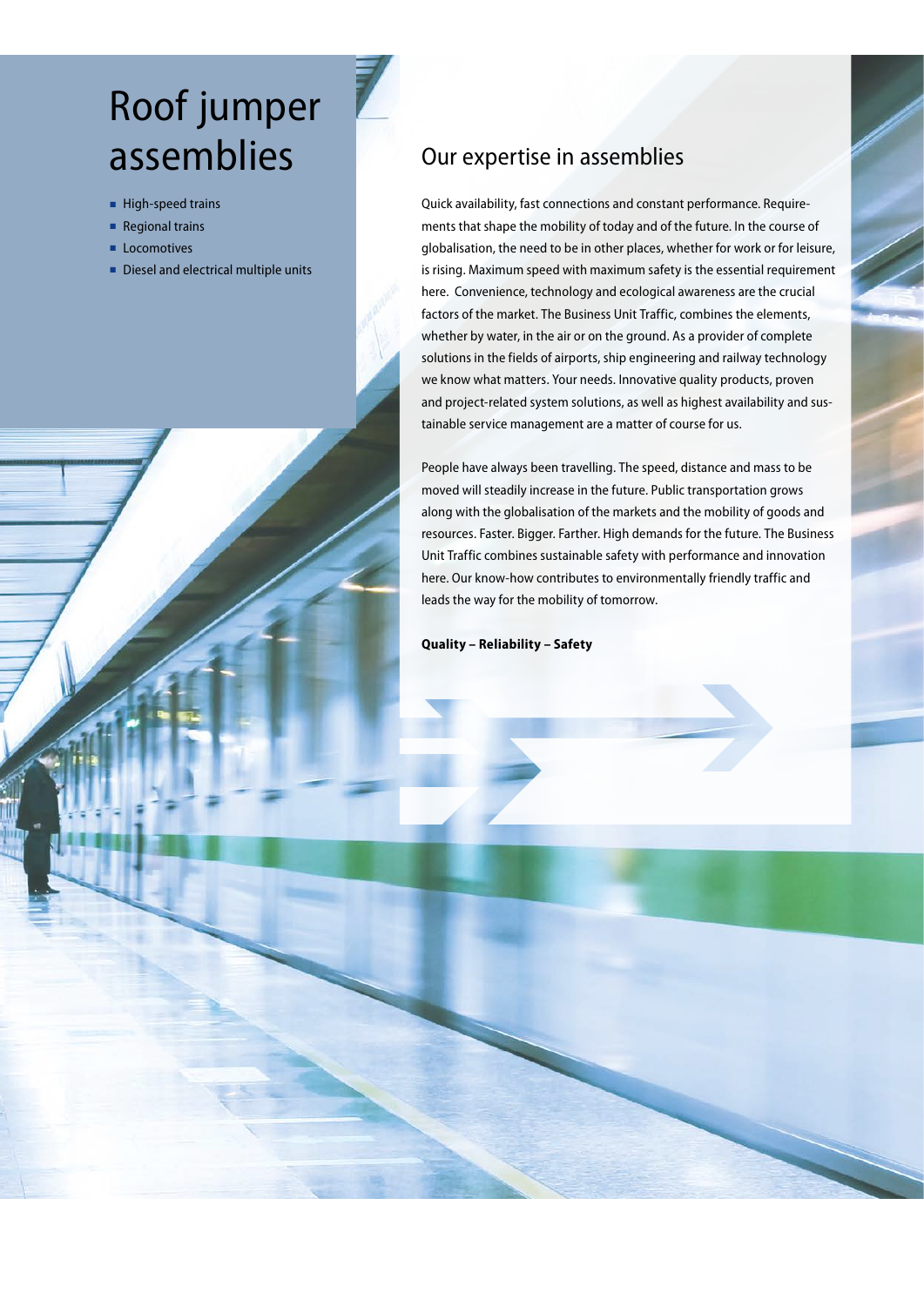# Roof jumper assemblies

- High-speed trains
- Regional trains
- Locomotives
- Diesel and electrical multiple units

## Our expertise in assemblies

Quick availability, fast connections and constant performance. Requirements that shape the mobility of today and of the future. In the course of globalisation, the need to be in other places, whether for work or for leisure, is rising. Maximum speed with maximum safety is the essential requirement here. Convenience, technology and ecological awareness are the crucial factors of the market. The Business Unit Traffic, combines the elements, whether by water, in the air or on the ground. As a provider of complete solutions in the fields of airports, ship engineering and railway technology we know what matters. Your needs. Innovative quality products, proven and project-related system solutions, as well as highest availability and sustainable service management are a matter of course for us.

People have always been travelling. The speed, distance and mass to be moved will steadily increase in the future. Public transportation grows along with the globalisation of the markets and the mobility of goods and resources. Faster. Bigger. Farther. High demands for the future. The Business Unit Traffic combines sustainable safety with performance and innovation here. Our know-how contributes to environmentally friendly traffic and leads the way for the mobility of tomorrow.

**Quality – Reliability – Safety**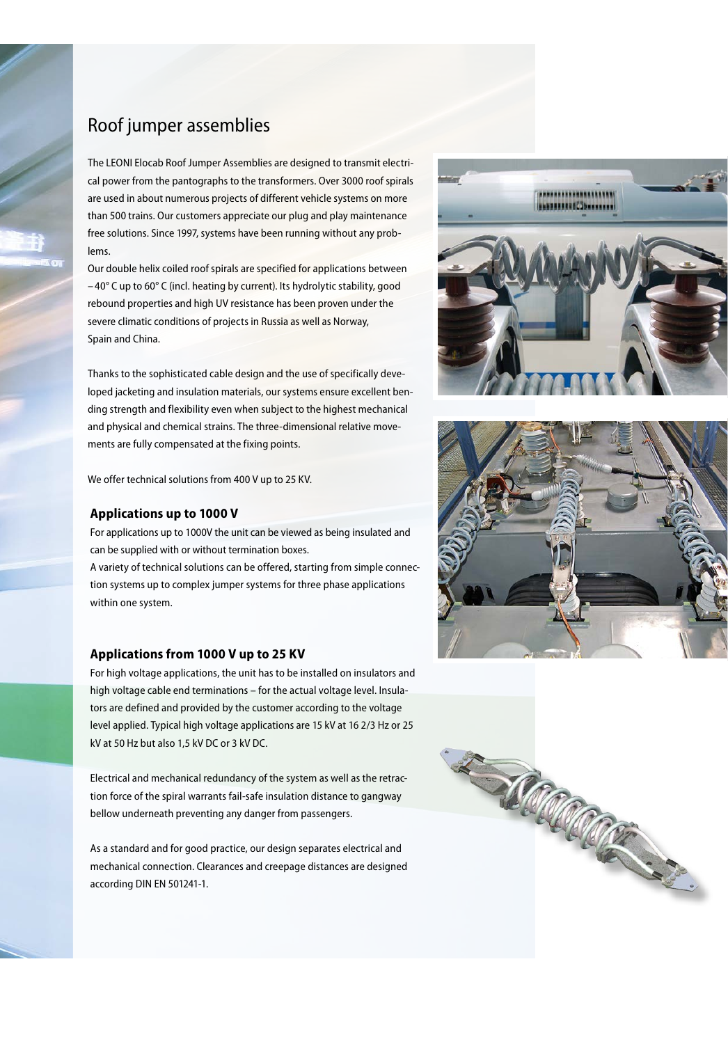# Roof jumper assemblies

The LEONI Elocab Roof Jumper Assemblies are designed to transmit electrical power from the pantographs to the transformers. Over 3000 roof spirals are used in about numerous projects of different vehicle systems on more than 500 trains. Our customers appreciate our plug and play maintenance free solutions. Since 1997, systems have been running without any problems.

Our double helix coiled roof spirals are specified for applications between – 40° C up to 60° C (incl. heating by current). Its hydrolytic stability, good rebound properties and high UV resistance has been proven under the severe climatic conditions of projects in Russia as well as Norway, Spain and China.

Thanks to the sophisticated cable design and the use of specifically developed jacketing and insulation materials, our systems ensure excellent bending strength and flexibility even when subject to the highest mechanical and physical and chemical strains. The three-dimensional relative movements are fully compensated at the fixing points.

We offer technical solutions from 400 V up to 25 KV.

## Applications up to 1000 V

For applications up to 1000V the unit can be viewed as being insulated and can be supplied with or without termination boxes.

A variety of technical solutions can be offered, starting from simple connection systems up to complex jumper systems for three phase applications within one system.

## Applications from 1000 V up to 25 KV

For high voltage applications, the unit has to be installed on insulators and high voltage cable end terminations – for the actual voltage level. Insulators are defined and provided by the customer according to the voltage level applied. Typical high voltage applications are 15 kV at 16 2/3 Hz or 25 kV at 50 Hz but also 1,5 kV DC or 3 kV DC.

Electrical and mechanical redundancy of the system as well as the retraction force of the spiral warrants fail-safe insulation distance to gangway bellow underneath preventing any danger from passengers.

As a standard and for good practice, our design separates electrical and mechanical connection. Clearances and creepage distances are designed according DIN EN 501241-1.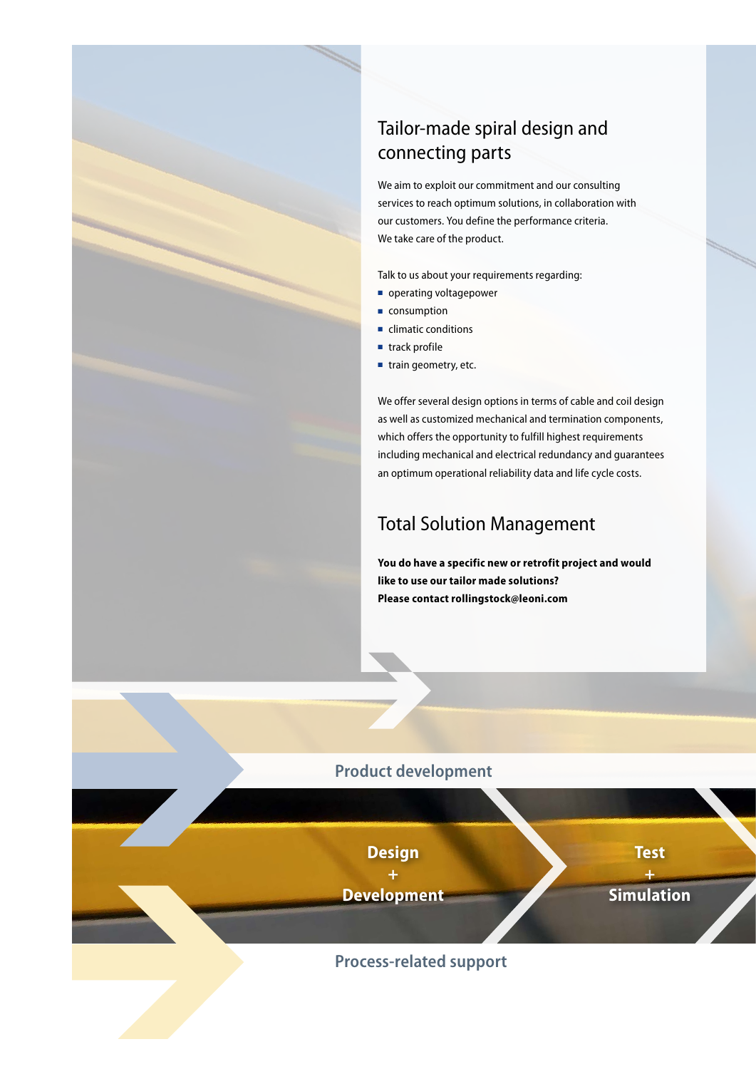## Tailor-made spiral design and connecting parts

We aim to exploit our commitment and our consulting services to reach optimum solutions, in collaboration with our customers. You define the performance criteria. We take care of the product.

Talk to us about your requirements regarding:

- operating voltagepower
- consumption
- climatic conditions
- track profile
- train geometry, etc.

We offer several design options in terms of cable and coil design as well as customized mechanical and termination components, which offers the opportunity to fulfill highest requirements including mechanical and electrical redundancy and guarantees an optimum operational reliability data and life cycle costs.

## Total Solution Management

**You do have a specific new or retrofit project and would like to use our tailor made solutions? Please contact rollingstock@leoni.com**

**Product development**

**Design + Development**

**Test + Simulation**

**Process-related support**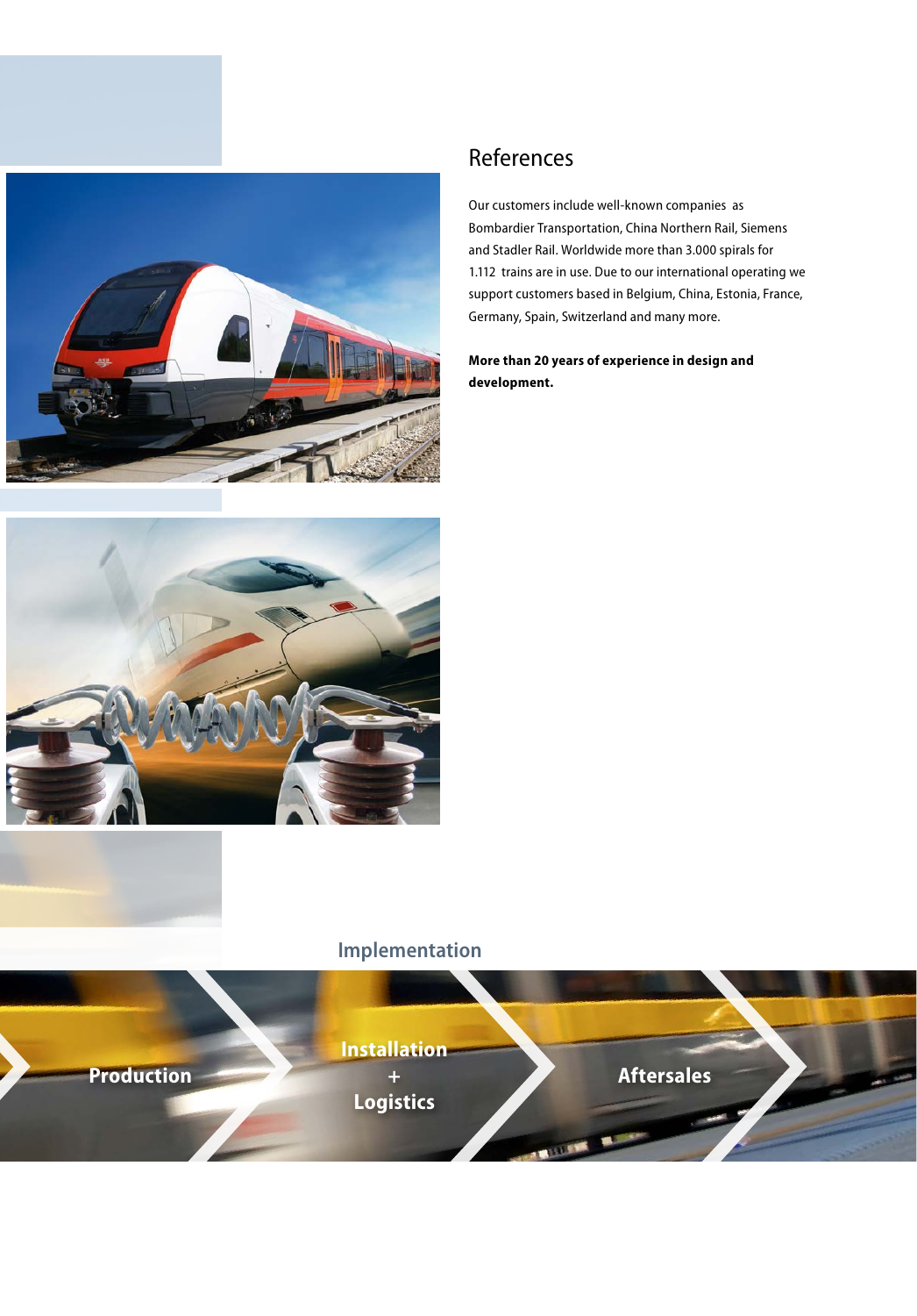## References

Our customers include well-known companies as Bombardier Transportation, China Northern Rail, Siemens and Stadler Rail. Worldwide more than 3.000 spirals for 1.112 trains are in use. Due to our international operating we support customers based in Belgium, China, Estonia, France, Germany, Spain, Switzerland and many more.

**More than 20 years of experience in design and development.**

## Implementation

Production

Installation + Logistics

Aftersales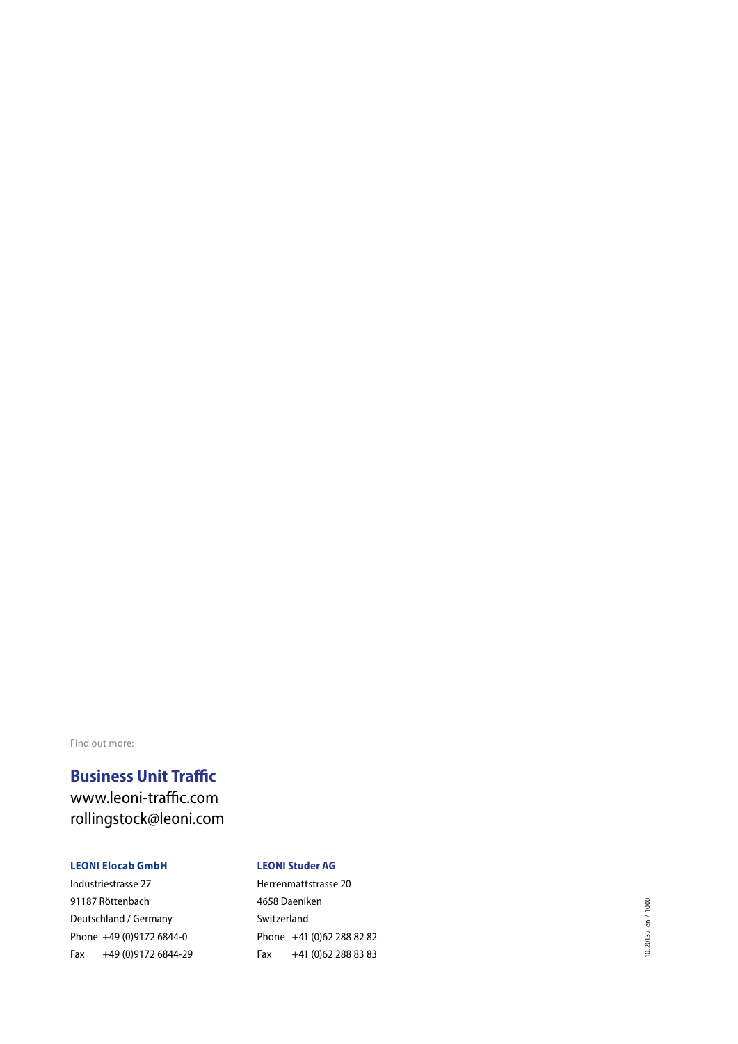Find out more:

## Business Unit Traffic

www.leoni-traffic.com
rollingstock@leoni.com

**LEONI Elocab GmbH**
Industriestrasse 27
91187 Röttenbach
Deutschland / Germany
Phone +49 (0)9172 6844-0
Fax +49 (0)9172 6844-29

**LEONI Studer AG**
Herrenmattstrasse 20
4658 Daeniken
Switzerland
Phone +41 (0)62 288 82 82
Fax +41 (0)62 288 83 83

10.2013 / en / 1000